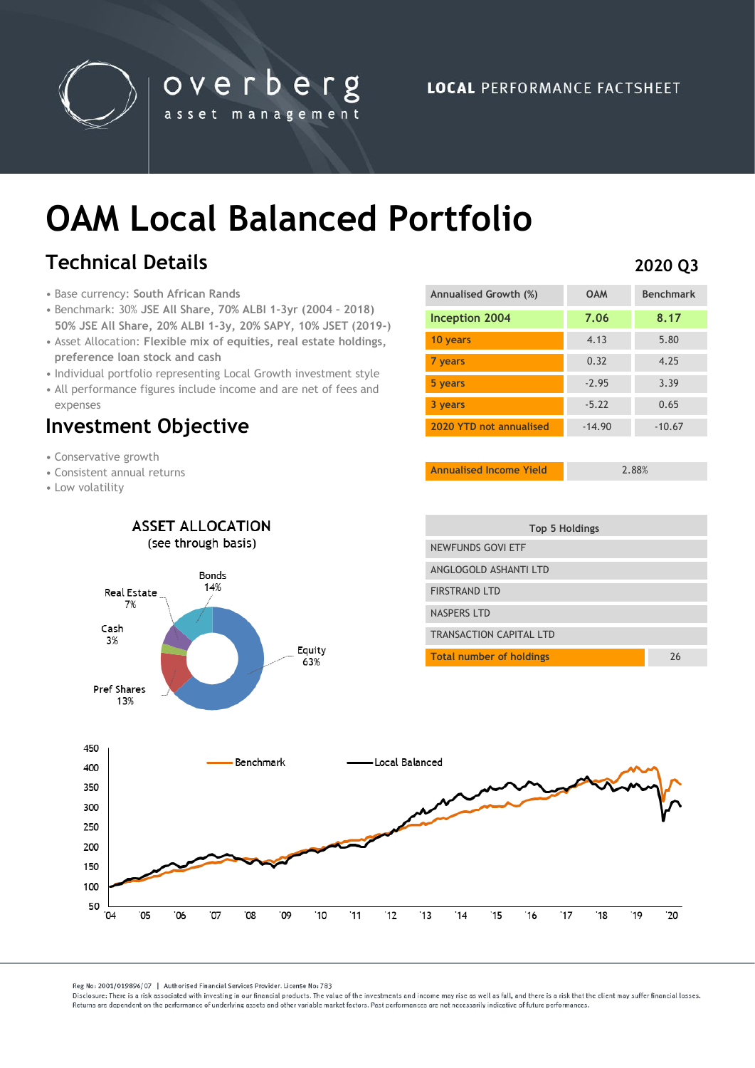overberg asset management

**LOCAL** PERFORMANCE FACTSHEET

# OAM Local Balanced Portfolio

## Technical Details

**2020 Q3**

- Base currency: South African Rands
- Benchmark: 30% **JSE All Share, 70% ALBI 1-3yr (2004 - 2018)** **50% JSE All Share, 20% ALBI 1-3y, 20% SAPY, 10% JSET (2019-)**
- Asset Allocation: **Flexible mix of equities, real estate holdings, preference loan stock and cash**
- Individual portfolio representing Local Growth investment style
- All performance figures include income and are net of fees and expenses

## Investment Objective

- Conservative growth
- Consistent annual returns
- Low volatility

| Annualised Growth (%) | OAM | Benchmark |
|---|---|---|
| **Inception 2004** | **7.06** | **8.17** |
| **10 years** | 4.13 | 5.80 |
| **7 years** | 0.32 | 4.25 |
| **5 years** | -2.95 | 3.39 |
| **3 years** | -5.22 | 0.65 |
| **2020 YTD not annualised** | -14.90 | -10.67 |

| **Annualised Income Yield** | 2.88% |
|---|---|

### ASSET ALLOCATION
(see through basis)

| Asset | % |
|---|---|
| Equity | 63% |
| Bonds | 14% |
| Pref Shares | 13% |
| Real Estate | 7% |
| Cash | 3% |

| Top 5 Holdings | |
|---|---|
| NEWFUNDS GOVI ETF | |
| ANGLOGOLD ASHANTI LTD | |
| FIRSTRAND LTD | |
| NASPERS LTD | |
| TRANSACTION CAPITAL LTD | |
| **Total number of holdings** | 26 |

Benchmark — Local Balanced

Reg No: 2001/019896/07 | Authorised Financial Services Provider. License No: 783

Disclosure: There is a risk associated with investing in our financial products. The value of the investments and income may rise as well as fall, and there is a risk that the client may suffer financial losses. Returns are dependent on the performance of underlying assets and other variable market factors. Past performances are not necessarily indicative of future performances.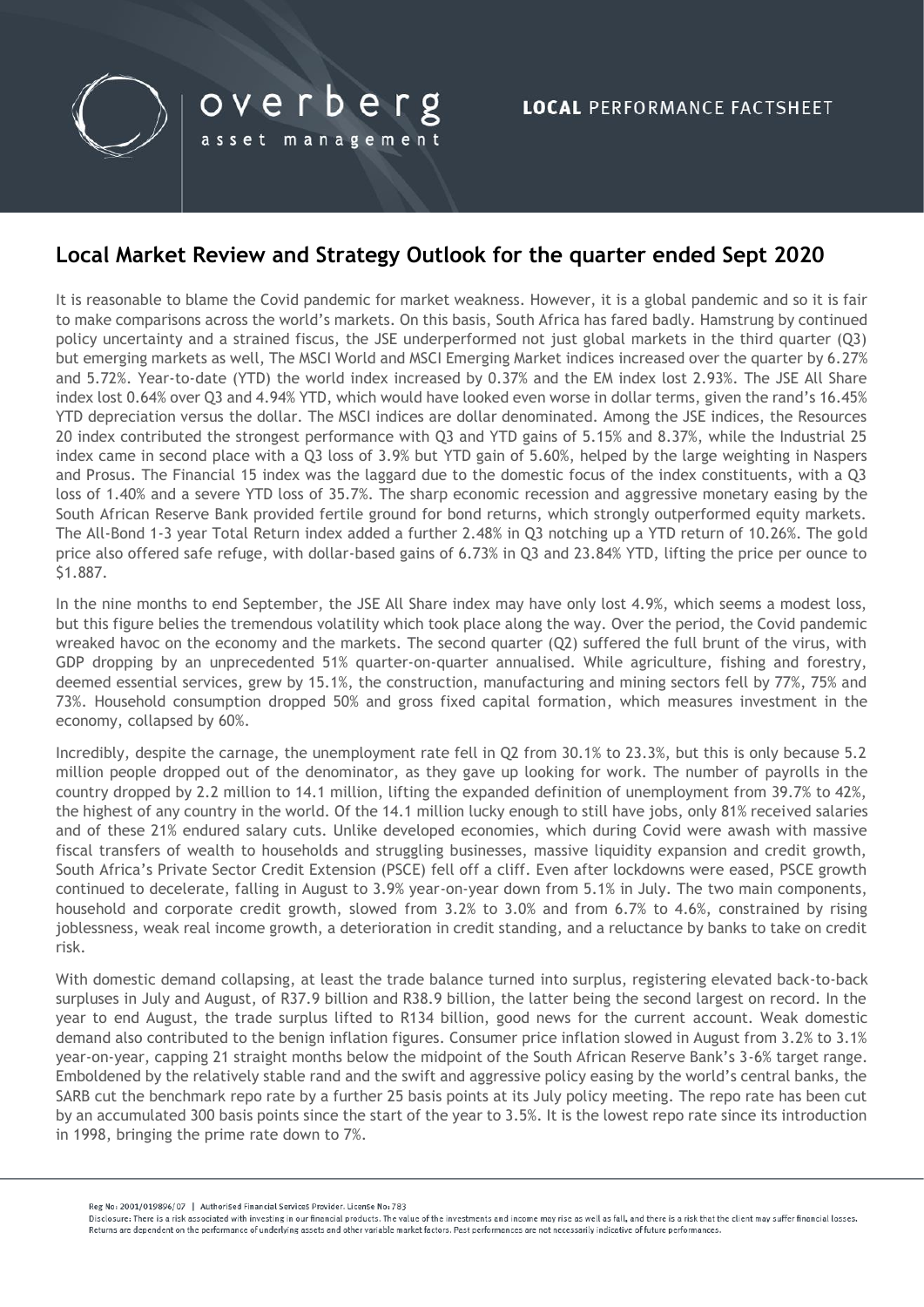# Local Market Review and Strategy Outlook for the quarter ended Sept 2020

It is reasonable to blame the Covid pandemic for market weakness. However, it is a global pandemic and so it is fair to make comparisons across the world's markets. On this basis, South Africa has fared badly. Hamstrung by continued policy uncertainty and a strained fiscus, the JSE underperformed not just global markets in the third quarter (Q3) but emerging markets as well, The MSCI World and MSCI Emerging Market indices increased over the quarter by 6.27% and 5.72%. Year-to-date (YTD) the world index increased by 0.37% and the EM index lost 2.93%. The JSE All Share index lost 0.64% over Q3 and 4.94% YTD, which would have looked even worse in dollar terms, given the rand's 16.45% YTD depreciation versus the dollar. The MSCI indices are dollar denominated. Among the JSE indices, the Resources 20 index contributed the strongest performance with Q3 and YTD gains of 5.15% and 8.37%, while the Industrial 25 index came in second place with a Q3 loss of 3.9% but YTD gain of 5.60%, helped by the large weighting in Naspers and Prosus. The Financial 15 index was the laggard due to the domestic focus of the index constituents, with a Q3 loss of 1.40% and a severe YTD loss of 35.7%. The sharp economic recession and aggressive monetary easing by the South African Reserve Bank provided fertile ground for bond returns, which strongly outperformed equity markets. The All-Bond 1-3 year Total Return index added a further 2.48% in Q3 notching up a YTD return of 10.26%. The gold price also offered safe refuge, with dollar-based gains of 6.73% in Q3 and 23.84% YTD, lifting the price per ounce to $1.887.

In the nine months to end September, the JSE All Share index may have only lost 4.9%, which seems a modest loss, but this figure belies the tremendous volatility which took place along the way. Over the period, the Covid pandemic wreaked havoc on the economy and the markets. The second quarter (Q2) suffered the full brunt of the virus, with GDP dropping by an unprecedented 51% quarter-on-quarter annualised. While agriculture, fishing and forestry, deemed essential services, grew by 15.1%, the construction, manufacturing and mining sectors fell by 77%, 75% and 73%. Household consumption dropped 50% and gross fixed capital formation, which measures investment in the economy, collapsed by 60%.

Incredibly, despite the carnage, the unemployment rate fell in Q2 from 30.1% to 23.3%, but this is only because 5.2 million people dropped out of the denominator, as they gave up looking for work. The number of payrolls in the country dropped by 2.2 million to 14.1 million, lifting the expanded definition of unemployment from 39.7% to 42%, the highest of any country in the world. Of the 14.1 million lucky enough to still have jobs, only 81% received salaries and of these 21% endured salary cuts. Unlike developed economies, which during Covid were awash with massive fiscal transfers of wealth to households and struggling businesses, massive liquidity expansion and credit growth, South Africa's Private Sector Credit Extension (PSCE) fell off a cliff. Even after lockdowns were eased, PSCE growth continued to decelerate, falling in August to 3.9% year-on-year down from 5.1% in July. The two main components, household and corporate credit growth, slowed from 3.2% to 3.0% and from 6.7% to 4.6%, constrained by rising joblessness, weak real income growth, a deterioration in credit standing, and a reluctance by banks to take on credit risk.

With domestic demand collapsing, at least the trade balance turned into surplus, registering elevated back-to-back surpluses in July and August, of R37.9 billion and R38.9 billion, the latter being the second largest on record. In the year to end August, the trade surplus lifted to R134 billion, good news for the current account. Weak domestic demand also contributed to the benign inflation figures. Consumer price inflation slowed in August from 3.2% to 3.1% year-on-year, capping 21 straight months below the midpoint of the South African Reserve Bank's 3-6% target range. Emboldened by the relatively stable rand and the swift and aggressive policy easing by the world's central banks, the SARB cut the benchmark repo rate by a further 25 basis points at its July policy meeting. The repo rate has been cut by an accumulated 300 basis points since the start of the year to 3.5%. It is the lowest repo rate since its introduction in 1998, bringing the prime rate down to 7%.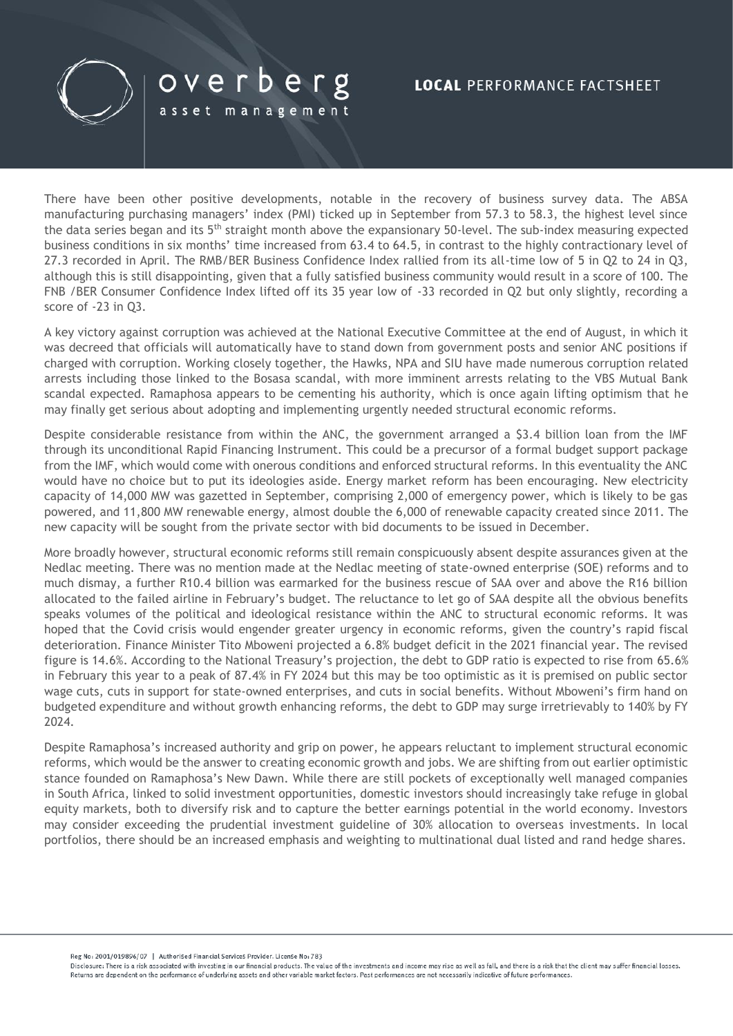There have been other positive developments, notable in the recovery of business survey data. The ABSA manufacturing purchasing managers' index (PMI) ticked up in September from 57.3 to 58.3, the highest level since the data series began and its 5th straight month above the expansionary 50-level. The sub-index measuring expected business conditions in six months' time increased from 63.4 to 64.5, in contrast to the highly contractionary level of 27.3 recorded in April. The RMB/BER Business Confidence Index rallied from its all-time low of 5 in Q2 to 24 in Q3, although this is still disappointing, given that a fully satisfied business community would result in a score of 100. The FNB /BER Consumer Confidence Index lifted off its 35 year low of -33 recorded in Q2 but only slightly, recording a score of -23 in Q3.

A key victory against corruption was achieved at the National Executive Committee at the end of August, in which it was decreed that officials will automatically have to stand down from government posts and senior ANC positions if charged with corruption. Working closely together, the Hawks, NPA and SIU have made numerous corruption related arrests including those linked to the Bosasa scandal, with more imminent arrests relating to the VBS Mutual Bank scandal expected. Ramaphosa appears to be cementing his authority, which is once again lifting optimism that he may finally get serious about adopting and implementing urgently needed structural economic reforms.

Despite considerable resistance from within the ANC, the government arranged a $3.4 billion loan from the IMF through its unconditional Rapid Financing Instrument. This could be a precursor of a formal budget support package from the IMF, which would come with onerous conditions and enforced structural reforms. In this eventuality the ANC would have no choice but to put its ideologies aside. Energy market reform has been encouraging. New electricity capacity of 14,000 MW was gazetted in September, comprising 2,000 of emergency power, which is likely to be gas powered, and 11,800 MW renewable energy, almost double the 6,000 of renewable capacity created since 2011. The new capacity will be sought from the private sector with bid documents to be issued in December.

More broadly however, structural economic reforms still remain conspicuously absent despite assurances given at the Nedlac meeting. There was no mention made at the Nedlac meeting of state-owned enterprise (SOE) reforms and to much dismay, a further R10.4 billion was earmarked for the business rescue of SAA over and above the R16 billion allocated to the failed airline in February's budget. The reluctance to let go of SAA despite all the obvious benefits speaks volumes of the political and ideological resistance within the ANC to structural economic reforms. It was hoped that the Covid crisis would engender greater urgency in economic reforms, given the country's rapid fiscal deterioration. Finance Minister Tito Mboweni projected a 6.8% budget deficit in the 2021 financial year. The revised figure is 14.6%. According to the National Treasury's projection, the debt to GDP ratio is expected to rise from 65.6% in February this year to a peak of 87.4% in FY 2024 but this may be too optimistic as it is premised on public sector wage cuts, cuts in support for state-owned enterprises, and cuts in social benefits. Without Mboweni's firm hand on budgeted expenditure and without growth enhancing reforms, the debt to GDP may surge irretrievably to 140% by FY 2024.

Despite Ramaphosa's increased authority and grip on power, he appears reluctant to implement structural economic reforms, which would be the answer to creating economic growth and jobs. We are shifting from out earlier optimistic stance founded on Ramaphosa's New Dawn. While there are still pockets of exceptionally well managed companies in South Africa, linked to solid investment opportunities, domestic investors should increasingly take refuge in global equity markets, both to diversify risk and to capture the better earnings potential in the world economy. Investors may consider exceeding the prudential investment guideline of 30% allocation to overseas investments. In local portfolios, there should be an increased emphasis and weighting to multinational dual listed and rand hedge shares.